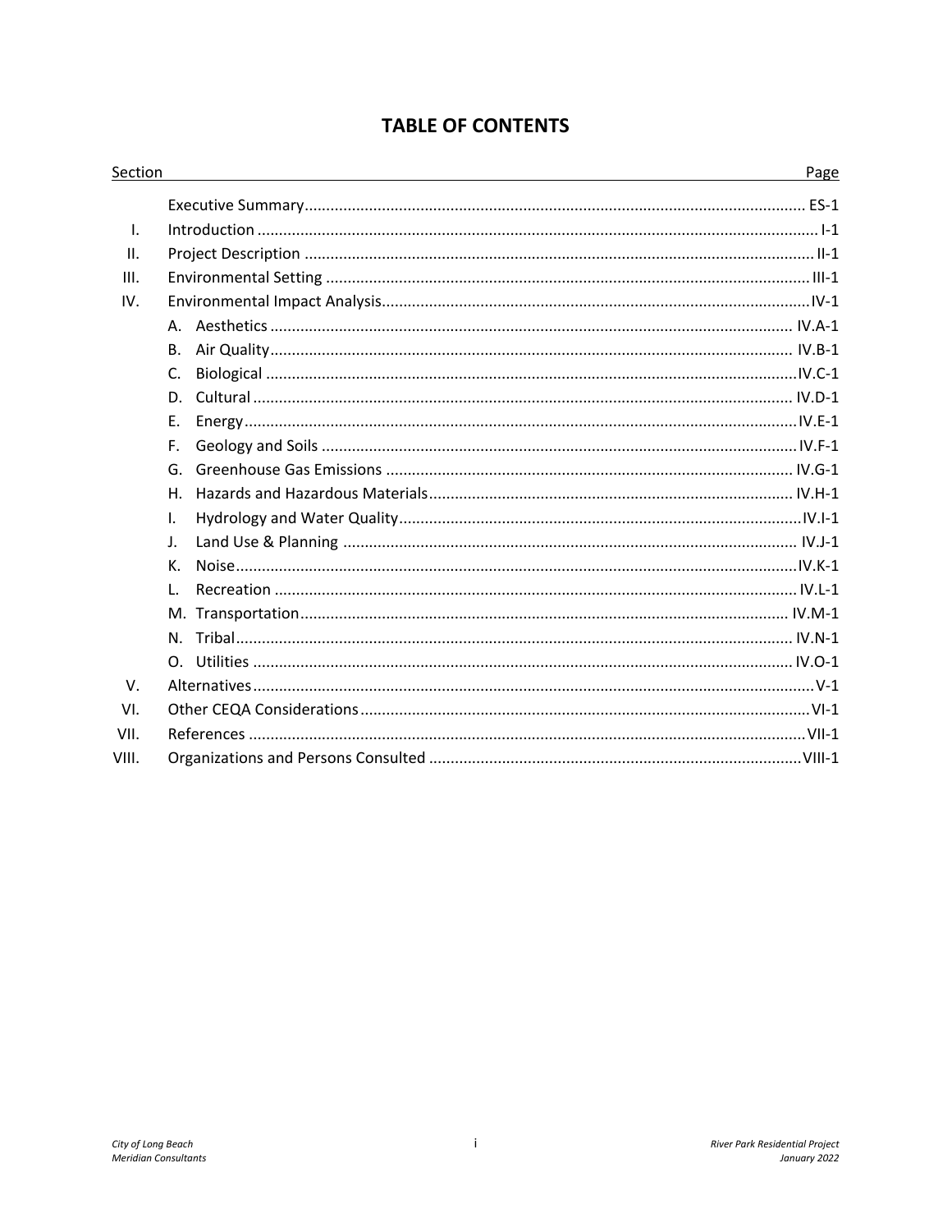# TABLE OF CONTENTS

| Section | | Page |
|---|---|---|
| | Executive Summary | ES-1 |
| I. | Introduction | I-1 |
| II. | Project Description | II-1 |
| III. | Environmental Setting | III-1 |
| IV. | Environmental Impact Analysis | IV-1 |
| | A. Aesthetics | IV.A-1 |
| | B. Air Quality | IV.B-1 |
| | C. Biological | IV.C-1 |
| | D. Cultural | IV.D-1 |
| | E. Energy | IV.E-1 |
| | F. Geology and Soils | IV.F-1 |
| | G. Greenhouse Gas Emissions | IV.G-1 |
| | H. Hazards and Hazardous Materials | IV.H-1 |
| | I. Hydrology and Water Quality | IV.I-1 |
| | J. Land Use & Planning | IV.J-1 |
| | K. Noise | IV.K-1 |
| | L. Recreation | IV.L-1 |
| | M. Transportation | IV.M-1 |
| | N. Tribal | IV.N-1 |
| | O. Utilities | IV.O-1 |
| V. | Alternatives | V-1 |
| VI. | Other CEQA Considerations | VI-1 |
| VII. | References | VII-1 |
| VIII. | Organizations and Persons Consulted | VIII-1 |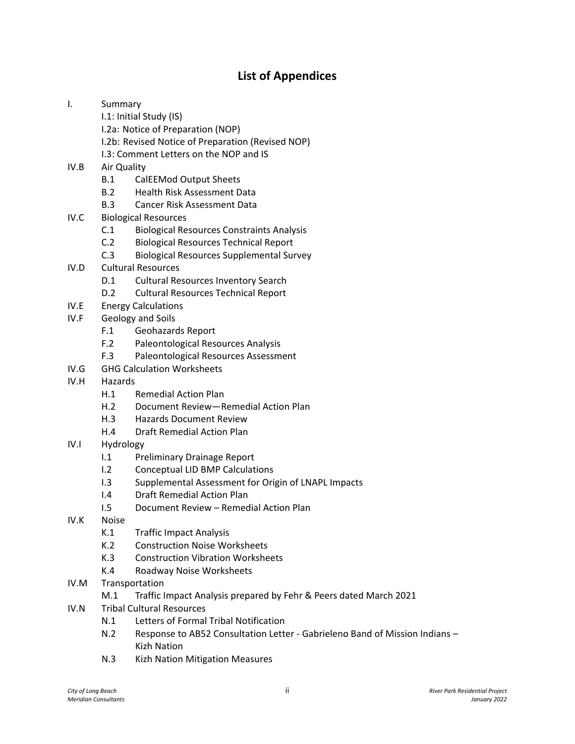# List of Appendices

- I. Summary
  - I.1: Initial Study (IS)
  - I.2a: Notice of Preparation (NOP)
  - I.2b: Revised Notice of Preparation (Revised NOP)
  - I.3: Comment Letters on the NOP and IS
- IV.B Air Quality
  - B.1 CalEEMod Output Sheets
  - B.2 Health Risk Assessment Data
  - B.3 Cancer Risk Assessment Data
- IV.C Biological Resources
  - C.1 Biological Resources Constraints Analysis
  - C.2 Biological Resources Technical Report
  - C.3 Biological Resources Supplemental Survey
- IV.D Cultural Resources
  - D.1 Cultural Resources Inventory Search
  - D.2 Cultural Resources Technical Report
- IV.E Energy Calculations
- IV.F Geology and Soils
  - F.1 Geohazards Report
  - F.2 Paleontological Resources Analysis
  - F.3 Paleontological Resources Assessment
- IV.G GHG Calculation Worksheets
- IV.H Hazards
  - H.1 Remedial Action Plan
  - H.2 Document Review—Remedial Action Plan
  - H.3 Hazards Document Review
  - H.4 Draft Remedial Action Plan
- IV.I Hydrology
  - I.1 Preliminary Drainage Report
  - I.2 Conceptual LID BMP Calculations
  - I.3 Supplemental Assessment for Origin of LNAPL Impacts
  - I.4 Draft Remedial Action Plan
  - I.5 Document Review – Remedial Action Plan
- IV.K Noise
  - K.1 Traffic Impact Analysis
  - K.2 Construction Noise Worksheets
  - K.3 Construction Vibration Worksheets
  - K.4 Roadway Noise Worksheets
- IV.M Transportation
  - M.1 Traffic Impact Analysis prepared by Fehr & Peers dated March 2021
- IV.N Tribal Cultural Resources
  - N.1 Letters of Formal Tribal Notification
  - N.2 Response to AB52 Consultation Letter - Gabrieleno Band of Mission Indians – Kizh Nation
  - N.3 Kizh Nation Mitigation Measures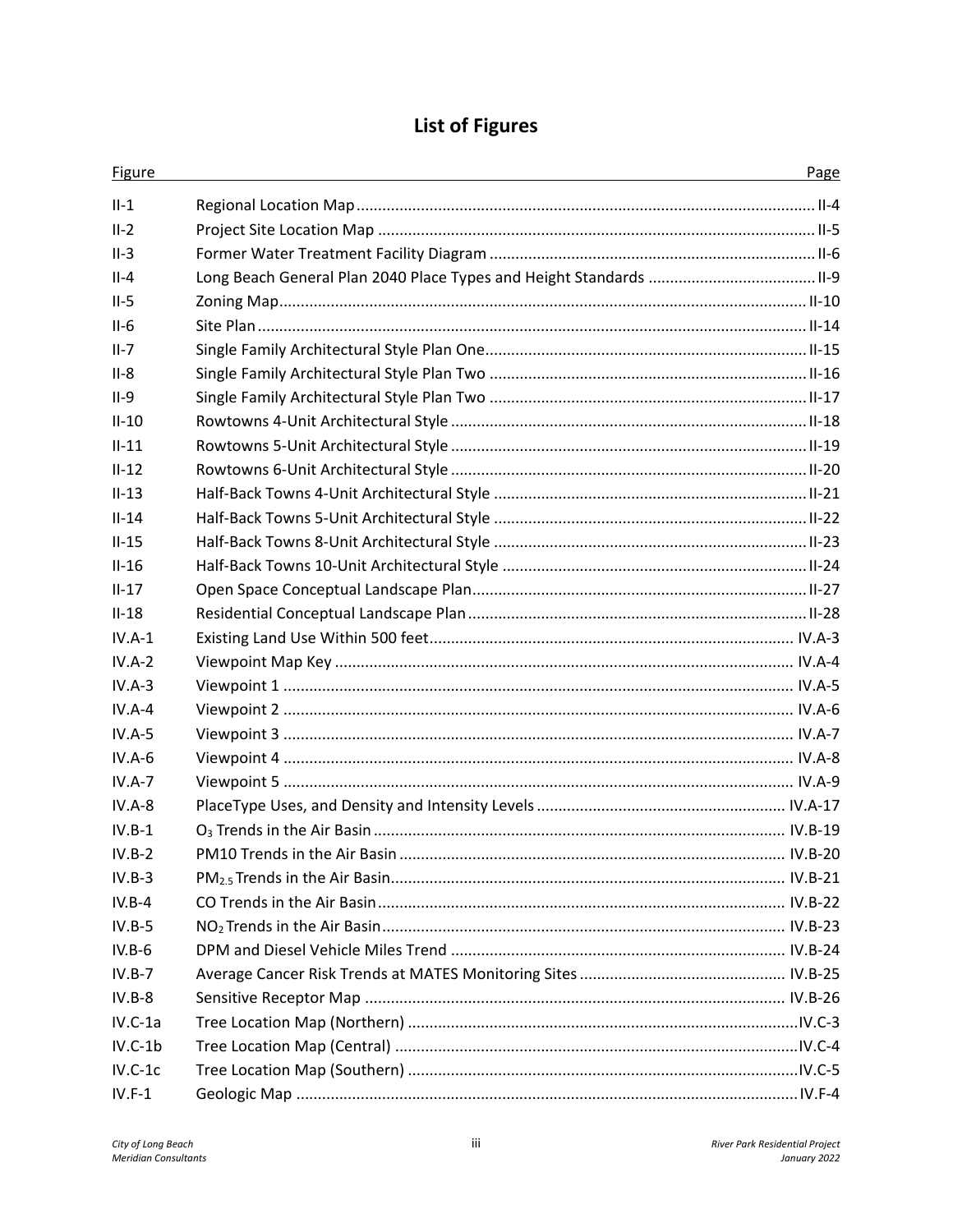# List of Figures

| Figure | | Page |
|---|---|---|
| II-1 | Regional Location Map | II-4 |
| II-2 | Project Site Location Map | II-5 |
| II-3 | Former Water Treatment Facility Diagram | II-6 |
| II-4 | Long Beach General Plan 2040 Place Types and Height Standards | II-9 |
| II-5 | Zoning Map | II-10 |
| II-6 | Site Plan | II-14 |
| II-7 | Single Family Architectural Style Plan One | II-15 |
| II-8 | Single Family Architectural Style Plan Two | II-16 |
| II-9 | Single Family Architectural Style Plan Two | II-17 |
| II-10 | Rowtowns 4-Unit Architectural Style | II-18 |
| II-11 | Rowtowns 5-Unit Architectural Style | II-19 |
| II-12 | Rowtowns 6-Unit Architectural Style | II-20 |
| II-13 | Half-Back Towns 4-Unit Architectural Style | II-21 |
| II-14 | Half-Back Towns 5-Unit Architectural Style | II-22 |
| II-15 | Half-Back Towns 8-Unit Architectural Style | II-23 |
| II-16 | Half-Back Towns 10-Unit Architectural Style | II-24 |
| II-17 | Open Space Conceptual Landscape Plan | II-27 |
| II-18 | Residential Conceptual Landscape Plan | II-28 |
| IV.A-1 | Existing Land Use Within 500 feet | IV.A-3 |
| IV.A-2 | Viewpoint Map Key | IV.A-4 |
| IV.A-3 | Viewpoint 1 | IV.A-5 |
| IV.A-4 | Viewpoint 2 | IV.A-6 |
| IV.A-5 | Viewpoint 3 | IV.A-7 |
| IV.A-6 | Viewpoint 4 | IV.A-8 |
| IV.A-7 | Viewpoint 5 | IV.A-9 |
| IV.A-8 | PlaceType Uses, and Density and Intensity Levels | IV.A-17 |
| IV.B-1 | $O_3$ Trends in the Air Basin | IV.B-19 |
| IV.B-2 | PM10 Trends in the Air Basin | IV.B-20 |
| IV.B-3 | $PM_{2.5}$ Trends in the Air Basin | IV.B-21 |
| IV.B-4 | CO Trends in the Air Basin | IV.B-22 |
| IV.B-5 | $NO_2$ Trends in the Air Basin | IV.B-23 |
| IV.B-6 | DPM and Diesel Vehicle Miles Trend | IV.B-24 |
| IV.B-7 | Average Cancer Risk Trends at MATES Monitoring Sites | IV.B-25 |
| IV.B-8 | Sensitive Receptor Map | IV.B-26 |
| IV.C-1a | Tree Location Map (Northern) | IV.C-3 |
| IV.C-1b | Tree Location Map (Central) | IV.C-4 |
| IV.C-1c | Tree Location Map (Southern) | IV.C-5 |
| IV.F-1 | Geologic Map | IV.F-4 |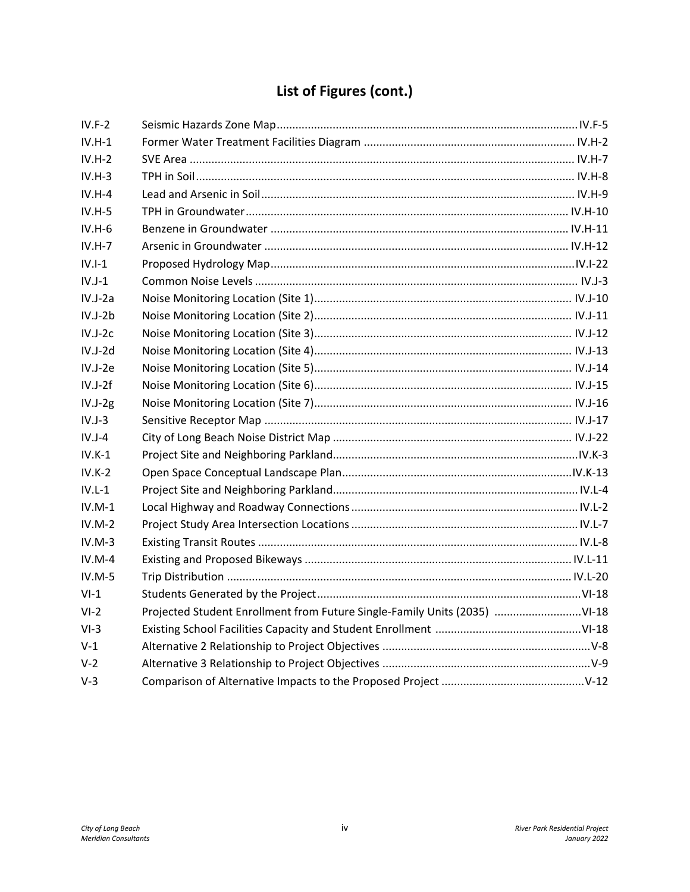# List of Figures (cont.)

| | | |
|---|---|---|
| IV.F-2 | Seismic Hazards Zone Map | IV.F-5 |
| IV.H-1 | Former Water Treatment Facilities Diagram | IV.H-2 |
| IV.H-2 | SVE Area | IV.H-7 |
| IV.H-3 | TPH in Soil | IV.H-8 |
| IV.H-4 | Lead and Arsenic in Soil | IV.H-9 |
| IV.H-5 | TPH in Groundwater | IV.H-10 |
| IV.H-6 | Benzene in Groundwater | IV.H-11 |
| IV.H-7 | Arsenic in Groundwater | IV.H-12 |
| IV.I-1 | Proposed Hydrology Map | IV.I-22 |
| IV.J-1 | Common Noise Levels | IV.J-3 |
| IV.J-2a | Noise Monitoring Location (Site 1) | IV.J-10 |
| IV.J-2b | Noise Monitoring Location (Site 2) | IV.J-11 |
| IV.J-2c | Noise Monitoring Location (Site 3) | IV.J-12 |
| IV.J-2d | Noise Monitoring Location (Site 4) | IV.J-13 |
| IV.J-2e | Noise Monitoring Location (Site 5) | IV.J-14 |
| IV.J-2f | Noise Monitoring Location (Site 6) | IV.J-15 |
| IV.J-2g | Noise Monitoring Location (Site 7) | IV.J-16 |
| IV.J-3 | Sensitive Receptor Map | IV.J-17 |
| IV.J-4 | City of Long Beach Noise District Map | IV.J-22 |
| IV.K-1 | Project Site and Neighboring Parkland | IV.K-3 |
| IV.K-2 | Open Space Conceptual Landscape Plan | IV.K-13 |
| IV.L-1 | Project Site and Neighboring Parkland | IV.L-4 |
| IV.M-1 | Local Highway and Roadway Connections | IV.L-2 |
| IV.M-2 | Project Study Area Intersection Locations | IV.L-7 |
| IV.M-3 | Existing Transit Routes | IV.L-8 |
| IV.M-4 | Existing and Proposed Bikeways | IV.L-11 |
| IV.M-5 | Trip Distribution | IV.L-20 |
| VI-1 | Students Generated by the Project | VI-18 |
| VI-2 | Projected Student Enrollment from Future Single-Family Units (2035) | VI-18 |
| VI-3 | Existing School Facilities Capacity and Student Enrollment | VI-18 |
| V-1 | Alternative 2 Relationship to Project Objectives | V-8 |
| V-2 | Alternative 3 Relationship to Project Objectives | V-9 |
| V-3 | Comparison of Alternative Impacts to the Proposed Project | V-12 |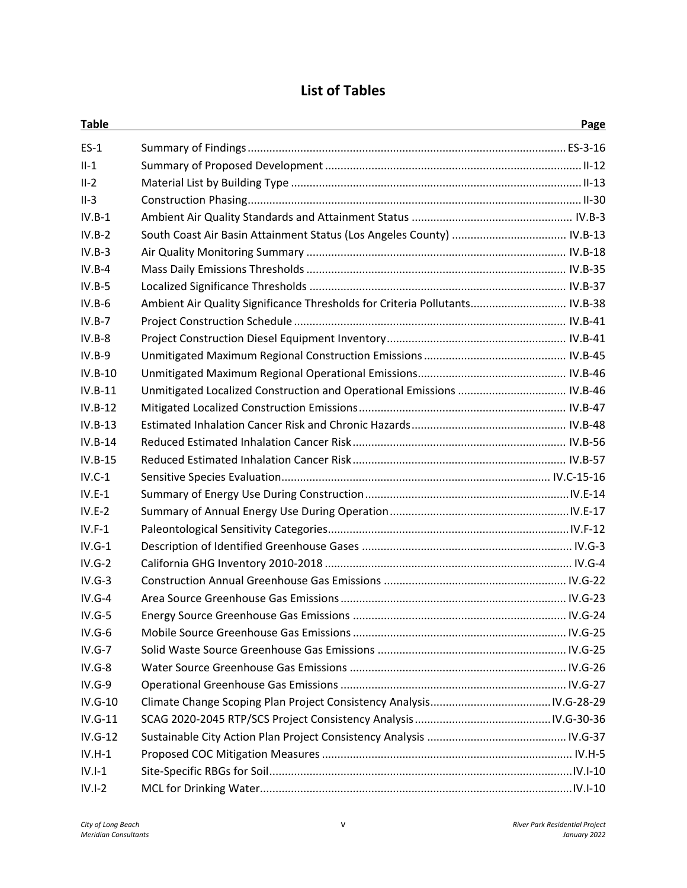# List of Tables

| Table | | Page |
|---|---|---|
| ES-1 | Summary of Findings | ES-3-16 |
| II-1 | Summary of Proposed Development | II-12 |
| II-2 | Material List by Building Type | II-13 |
| II-3 | Construction Phasing | II-30 |
| IV.B-1 | Ambient Air Quality Standards and Attainment Status | IV.B-3 |
| IV.B-2 | South Coast Air Basin Attainment Status (Los Angeles County) | IV.B-13 |
| IV.B-3 | Air Quality Monitoring Summary | IV.B-18 |
| IV.B-4 | Mass Daily Emissions Thresholds | IV.B-35 |
| IV.B-5 | Localized Significance Thresholds | IV.B-37 |
| IV.B-6 | Ambient Air Quality Significance Thresholds for Criteria Pollutants | IV.B-38 |
| IV.B-7 | Project Construction Schedule | IV.B-41 |
| IV.B-8 | Project Construction Diesel Equipment Inventory | IV.B-41 |
| IV.B-9 | Unmitigated Maximum Regional Construction Emissions | IV.B-45 |
| IV.B-10 | Unmitigated Maximum Regional Operational Emissions | IV.B-46 |
| IV.B-11 | Unmitigated Localized Construction and Operational Emissions | IV.B-46 |
| IV.B-12 | Mitigated Localized Construction Emissions | IV.B-47 |
| IV.B-13 | Estimated Inhalation Cancer Risk and Chronic Hazards | IV.B-48 |
| IV.B-14 | Reduced Estimated Inhalation Cancer Risk | IV.B-56 |
| IV.B-15 | Reduced Estimated Inhalation Cancer Risk | IV.B-57 |
| IV.C-1 | Sensitive Species Evaluation | IV.C-15-16 |
| IV.E-1 | Summary of Energy Use During Construction | IV.E-14 |
| IV.E-2 | Summary of Annual Energy Use During Operation | IV.E-17 |
| IV.F-1 | Paleontological Sensitivity Categories | IV.F-12 |
| IV.G-1 | Description of Identified Greenhouse Gases | IV.G-3 |
| IV.G-2 | California GHG Inventory 2010-2018 | IV.G-4 |
| IV.G-3 | Construction Annual Greenhouse Gas Emissions | IV.G-22 |
| IV.G-4 | Area Source Greenhouse Gas Emissions | IV.G-23 |
| IV.G-5 | Energy Source Greenhouse Gas Emissions | IV.G-24 |
| IV.G-6 | Mobile Source Greenhouse Gas Emissions | IV.G-25 |
| IV.G-7 | Solid Waste Source Greenhouse Gas Emissions | IV.G-25 |
| IV.G-8 | Water Source Greenhouse Gas Emissions | IV.G-26 |
| IV.G-9 | Operational Greenhouse Gas Emissions | IV.G-27 |
| IV.G-10 | Climate Change Scoping Plan Project Consistency Analysis | IV.G-28-29 |
| IV.G-11 | SCAG 2020-2045 RTP/SCS Project Consistency Analysis | IV.G-30-36 |
| IV.G-12 | Sustainable City Action Plan Project Consistency Analysis | IV.G-37 |
| IV.H-1 | Proposed COC Mitigation Measures | IV.H-5 |
| IV.I-1 | Site-Specific RBGs for Soil | IV.I-10 |
| IV.I-2 | MCL for Drinking Water | IV.I-10 |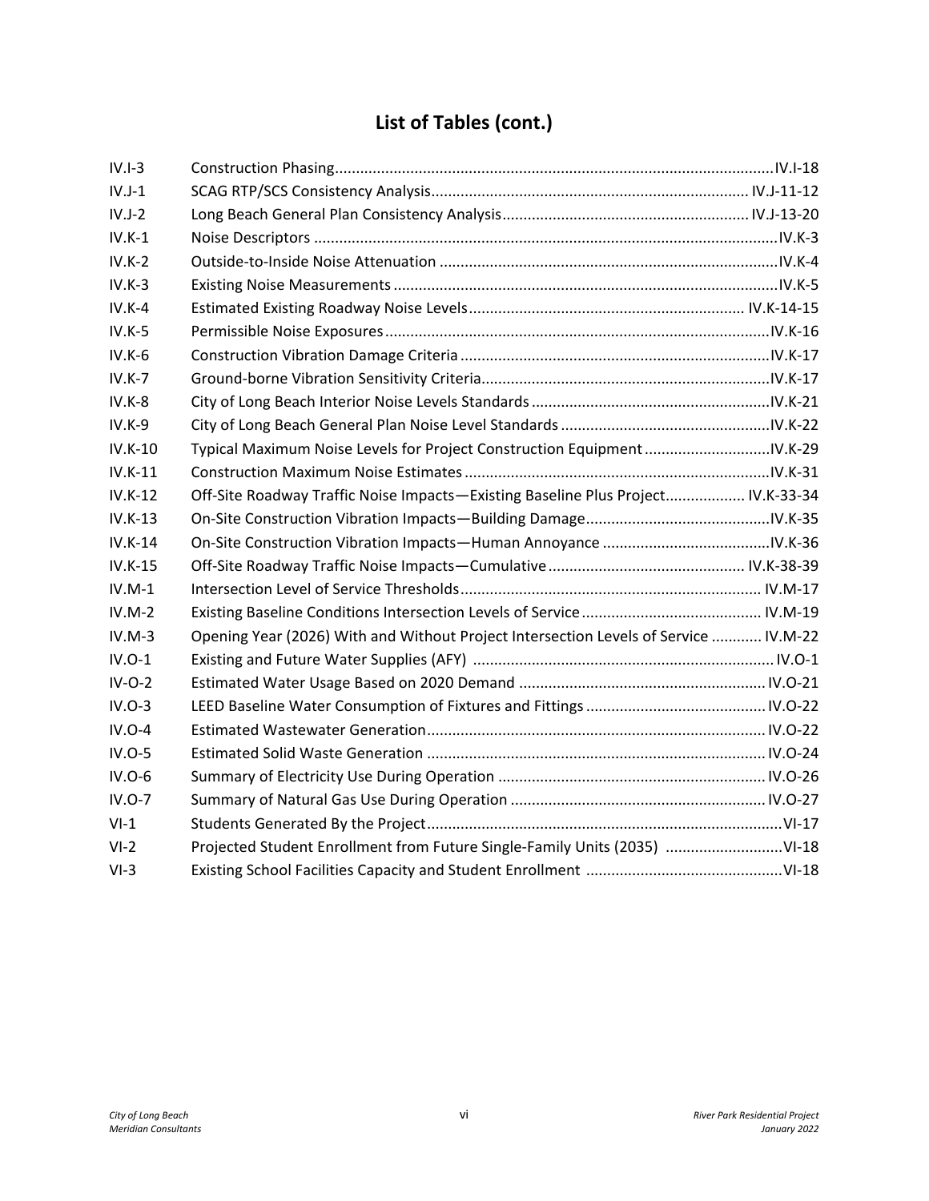# List of Tables (cont.)

| | | |
|---|---|---|
| IV.I-3 | Construction Phasing | IV.I-18 |
| IV.J-1 | SCAG RTP/SCS Consistency Analysis | IV.J-11-12 |
| IV.J-2 | Long Beach General Plan Consistency Analysis | IV.J-13-20 |
| IV.K-1 | Noise Descriptors | IV.K-3 |
| IV.K-2 | Outside-to-Inside Noise Attenuation | IV.K-4 |
| IV.K-3 | Existing Noise Measurements | IV.K-5 |
| IV.K-4 | Estimated Existing Roadway Noise Levels | IV.K-14-15 |
| IV.K-5 | Permissible Noise Exposures | IV.K-16 |
| IV.K-6 | Construction Vibration Damage Criteria | IV.K-17 |
| IV.K-7 | Ground-borne Vibration Sensitivity Criteria | IV.K-17 |
| IV.K-8 | City of Long Beach Interior Noise Levels Standards | IV.K-21 |
| IV.K-9 | City of Long Beach General Plan Noise Level Standards | IV.K-22 |
| IV.K-10 | Typical Maximum Noise Levels for Project Construction Equipment | IV.K-29 |
| IV.K-11 | Construction Maximum Noise Estimates | IV.K-31 |
| IV.K-12 | Off-Site Roadway Traffic Noise Impacts—Existing Baseline Plus Project | IV.K-33-34 |
| IV.K-13 | On-Site Construction Vibration Impacts—Building Damage | IV.K-35 |
| IV.K-14 | On-Site Construction Vibration Impacts—Human Annoyance | IV.K-36 |
| IV.K-15 | Off-Site Roadway Traffic Noise Impacts—Cumulative | IV.K-38-39 |
| IV.M-1 | Intersection Level of Service Thresholds | IV.M-17 |
| IV.M-2 | Existing Baseline Conditions Intersection Levels of Service | IV.M-19 |
| IV.M-3 | Opening Year (2026) With and Without Project Intersection Levels of Service | IV.M-22 |
| IV.O-1 | Existing and Future Water Supplies (AFY) | IV.O-1 |
| IV-O-2 | Estimated Water Usage Based on 2020 Demand | IV.O-21 |
| IV.O-3 | LEED Baseline Water Consumption of Fixtures and Fittings | IV.O-22 |
| IV.O-4 | Estimated Wastewater Generation | IV.O-22 |
| IV.O-5 | Estimated Solid Waste Generation | IV.O-24 |
| IV.O-6 | Summary of Electricity Use During Operation | IV.O-26 |
| IV.O-7 | Summary of Natural Gas Use During Operation | IV.O-27 |
| VI-1 | Students Generated By the Project | VI-17 |
| VI-2 | Projected Student Enrollment from Future Single-Family Units (2035) | VI-18 |
| VI-3 | Existing School Facilities Capacity and Student Enrollment | VI-18 |